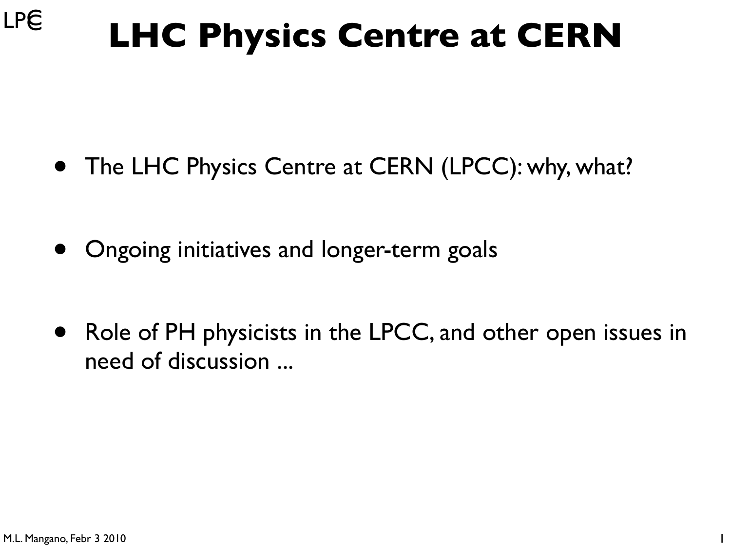# LHC Physics Centre at CERN

- The LHC Physics Centre at CERN (LPCC): why, what?
- Ongoing initiatives and longer-term goals
- Role of PH physicists in the LPCC, and other open issues in need of discussion ...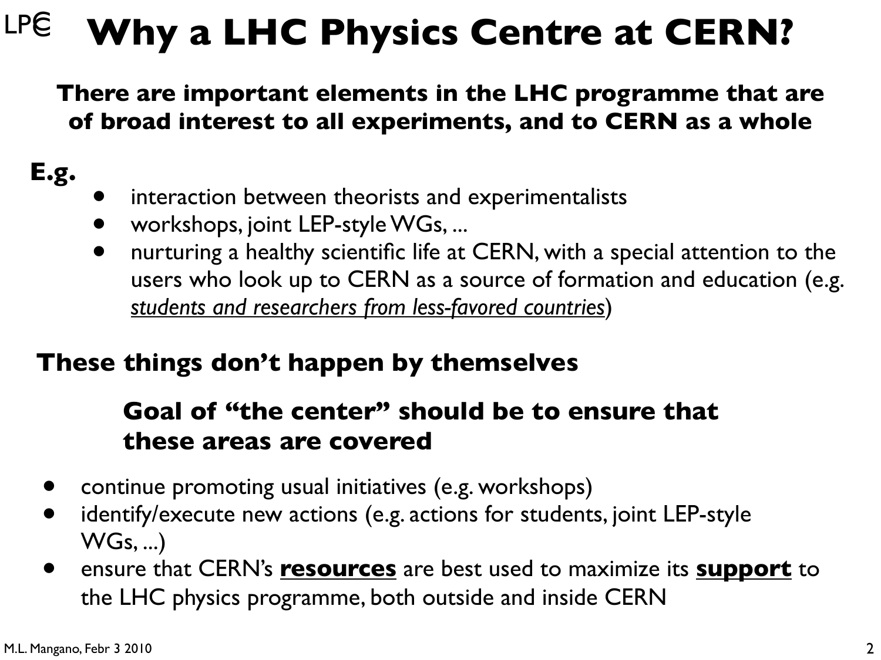# Why a LHC Physics Centre at CERN?

**There are important elements in the LHC programme that are of broad interest to all experiments, and to CERN as a whole**

**E.g.**

- interaction between theorists and experimentalists
- workshops, joint LEP-style WGs, ...
- nurturing a healthy scientific life at CERN, with a special attention to the users who look up to CERN as a source of formation and education (e.g. *students and researchers from less-favored countries*)

**These things don't happen by themselves**

**Goal of "the center" should be to ensure that these areas are covered**

- continue promoting usual initiatives (e.g. workshops)
- identify/execute new actions (e.g. actions for students, joint LEP-style WGs, ...)
- ensure that CERN's **resources** are best used to maximize its **support** to the LHC physics programme, both outside and inside CERN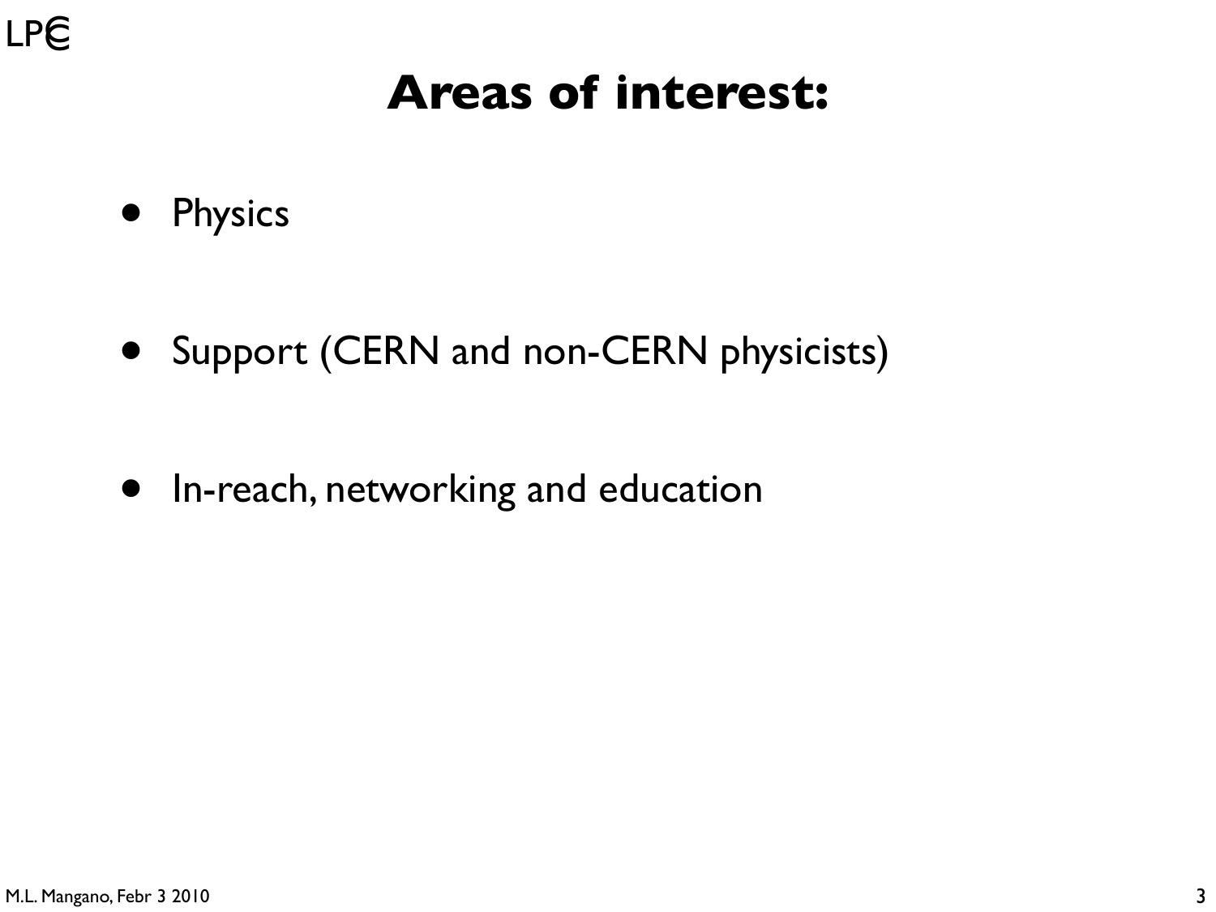# Areas of interest:

- Physics
- Support (CERN and non-CERN physicists)
- In-reach, networking and education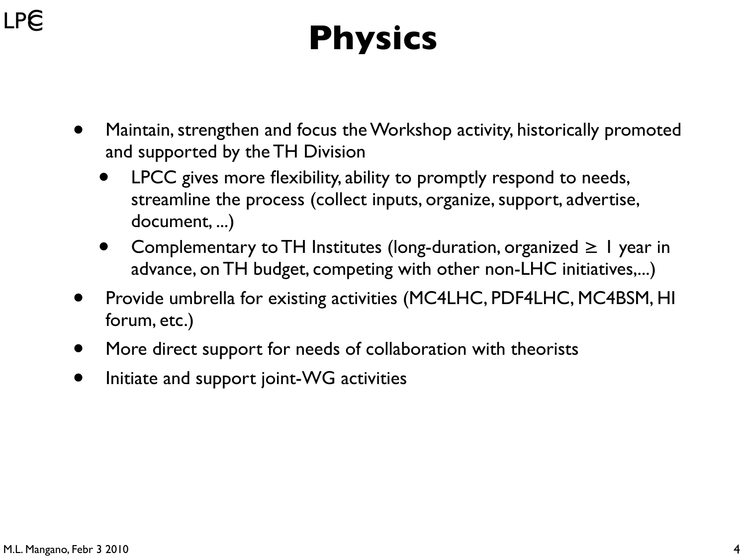# Physics

- Maintain, strengthen and focus the Workshop activity, historically promoted and supported by the TH Division
  - LPCC gives more flexibility, ability to promptly respond to needs, streamline the process (collect inputs, organize, support, advertise, document, ...)
  - Complementary to TH Institutes (long-duration, organized $\geq$ 1 year in advance, on TH budget, competing with other non-LHC initiatives,...)
- Provide umbrella for existing activities (MC4LHC, PDF4LHC, MC4BSM, HI forum, etc.)
- More direct support for needs of collaboration with theorists
- Initiate and support joint-WG activities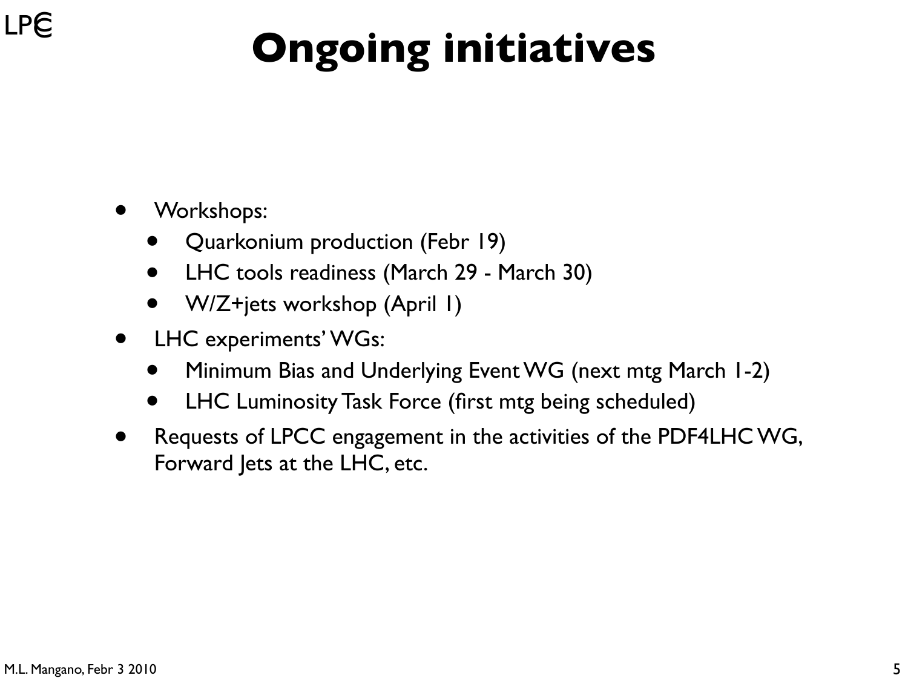# Ongoing initiatives

- Workshops:
  - Quarkonium production (Febr 19)
  - LHC tools readiness (March 29 - March 30)
  - W/Z+jets workshop (April 1)
- LHC experiments' WGs:
  - Minimum Bias and Underlying Event WG (next mtg March 1-2)
  - LHC Luminosity Task Force (first mtg being scheduled)
- Requests of LPCC engagement in the activities of the PDF4LHC WG, Forward Jets at the LHC, etc.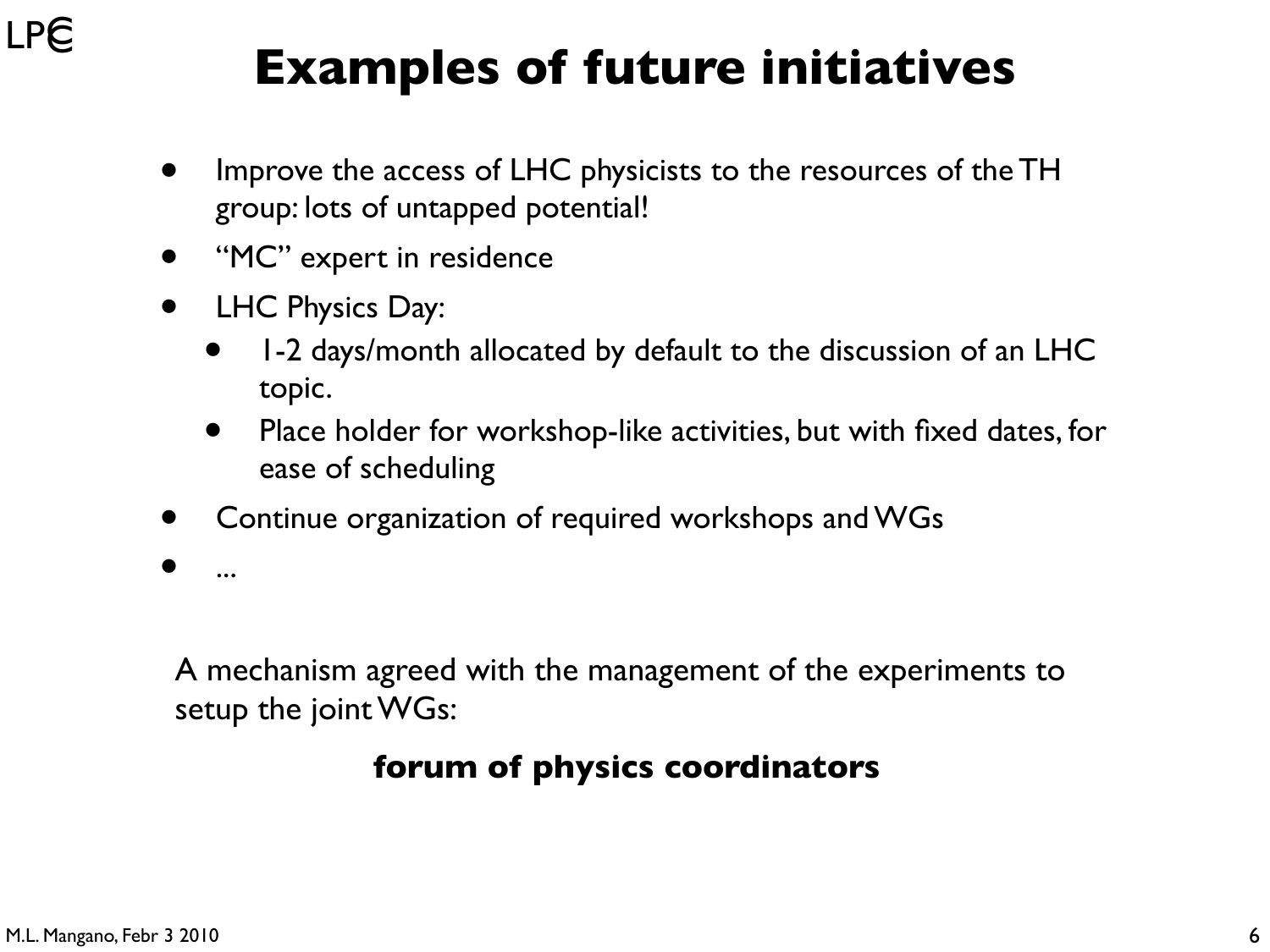# Examples of future initiatives

- Improve the access of LHC physicists to the resources of the TH group: lots of untapped potential!
- "MC" expert in residence
- LHC Physics Day:
  - 1-2 days/month allocated by default to the discussion of an LHC topic.
  - Place holder for workshop-like activities, but with fixed dates, for ease of scheduling
- Continue organization of required workshops and WGs
- ...

A mechanism agreed with the management of the experiments to setup the joint WGs:

**forum of physics coordinators**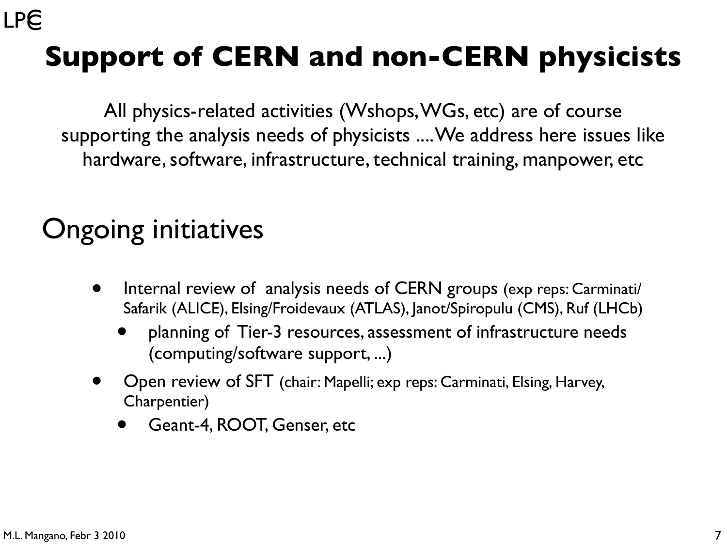# Support of CERN and non-CERN physicists

All physics-related activities (Wshops, WGs, etc) are of course supporting the analysis needs of physicists .... We address here issues like hardware, software, infrastructure, technical training, manpower, etc

## Ongoing initiatives

- Internal review of analysis needs of CERN groups (exp reps: Carminati/Safarik (ALICE), Elsing/Froidevaux (ATLAS), Janot/Spiropulu (CMS), Ruf (LHCb)
  - planning of Tier-3 resources, assessment of infrastructure needs (computing/software support, ...)
- Open review of SFT (chair: Mapelli; exp reps: Carminati, Elsing, Harvey, Charpentier)
  - Geant-4, ROOT, Genser, etc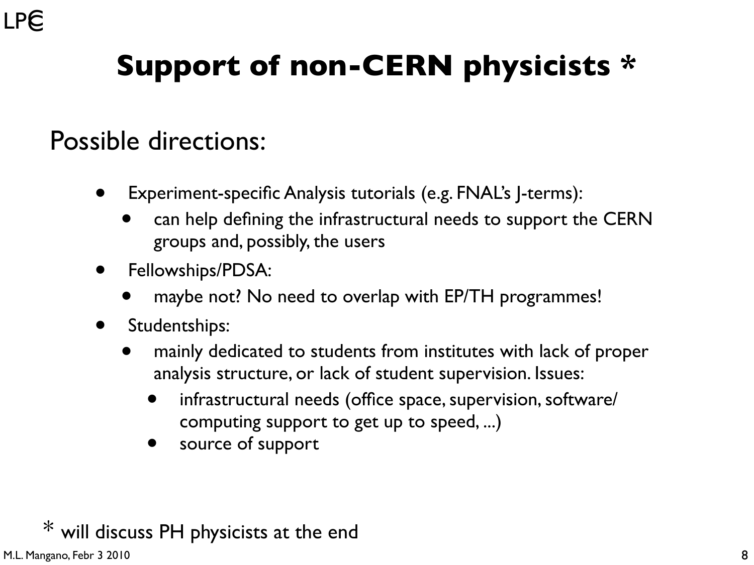# Support of non-CERN physicists *

Possible directions:

- Experiment-specific Analysis tutorials (e.g. FNAL's J-terms):
  - can help defining the infrastructural needs to support the CERN groups and, possibly, the users
- Fellowships/PDSA:
  - maybe not? No need to overlap with EP/TH programmes!
- Studentships:
  - mainly dedicated to students from institutes with lack of proper analysis structure, or lack of student supervision. Issues:
    - infrastructural needs (office space, supervision, software/computing support to get up to speed, ...)
    - source of support

* will discuss PH physicists at the end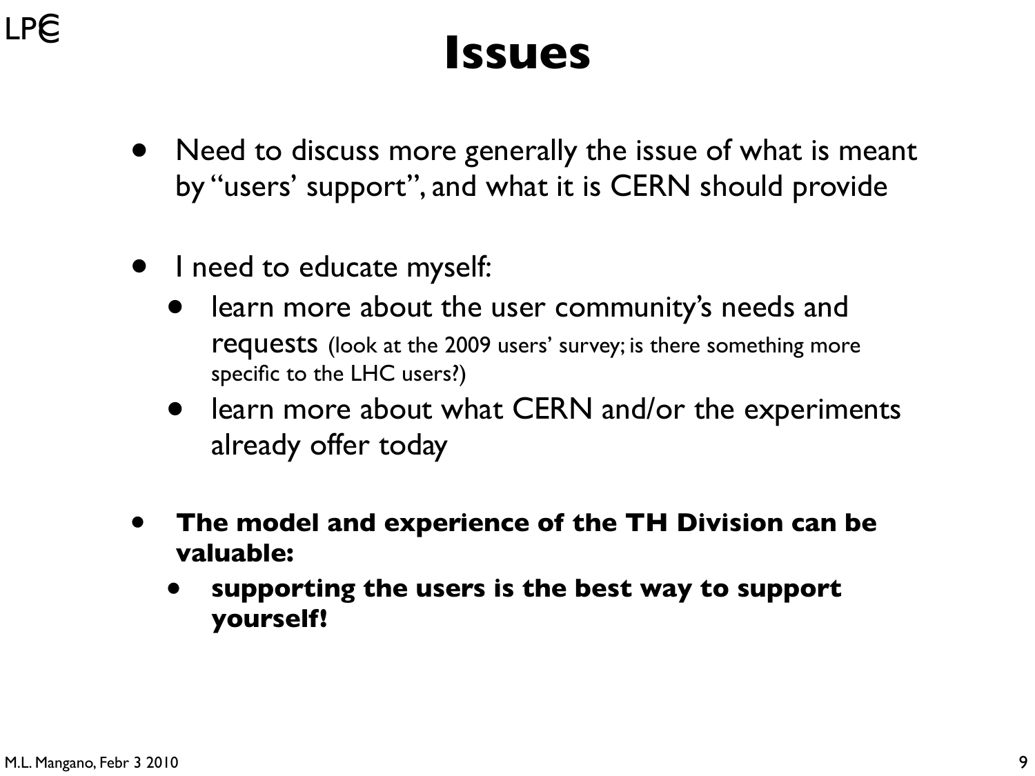# Issues

- Need to discuss more generally the issue of what is meant by "users' support", and what it is CERN should provide

- I need to educate myself:
  - learn more about the user community's needs and requests (look at the 2009 users' survey; is there something more specific to the LHC users?)
  - learn more about what CERN and/or the experiments already offer today

- **The model and experience of the TH Division can be valuable:**
  - **supporting the users is the best way to support yourself!**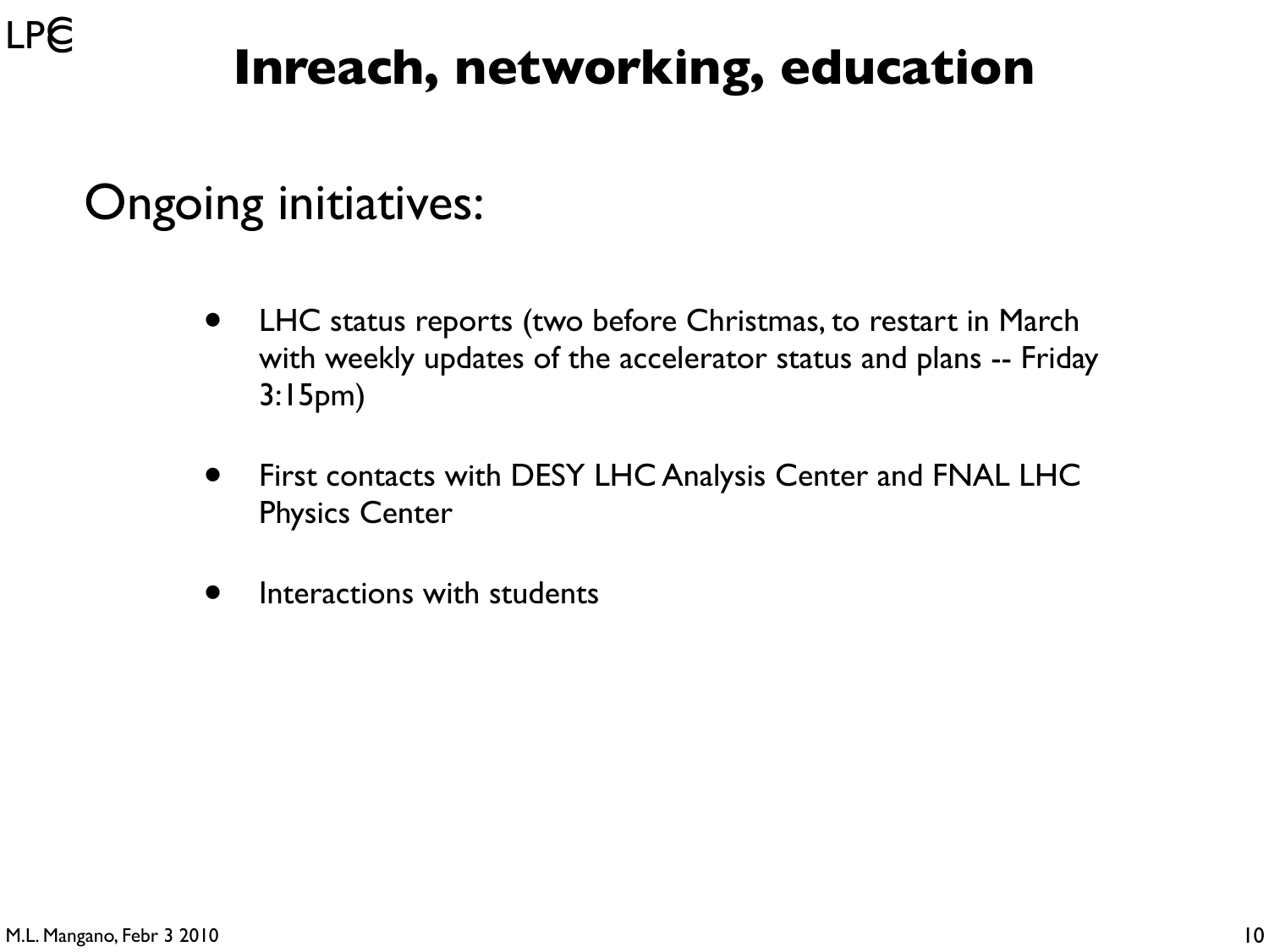# Inreach, networking, education

## Ongoing initiatives:

- LHC status reports (two before Christmas, to restart in March with weekly updates of the accelerator status and plans -- Friday 3:15pm)
- First contacts with DESY LHC Analysis Center and FNAL LHC Physics Center
- Interactions with students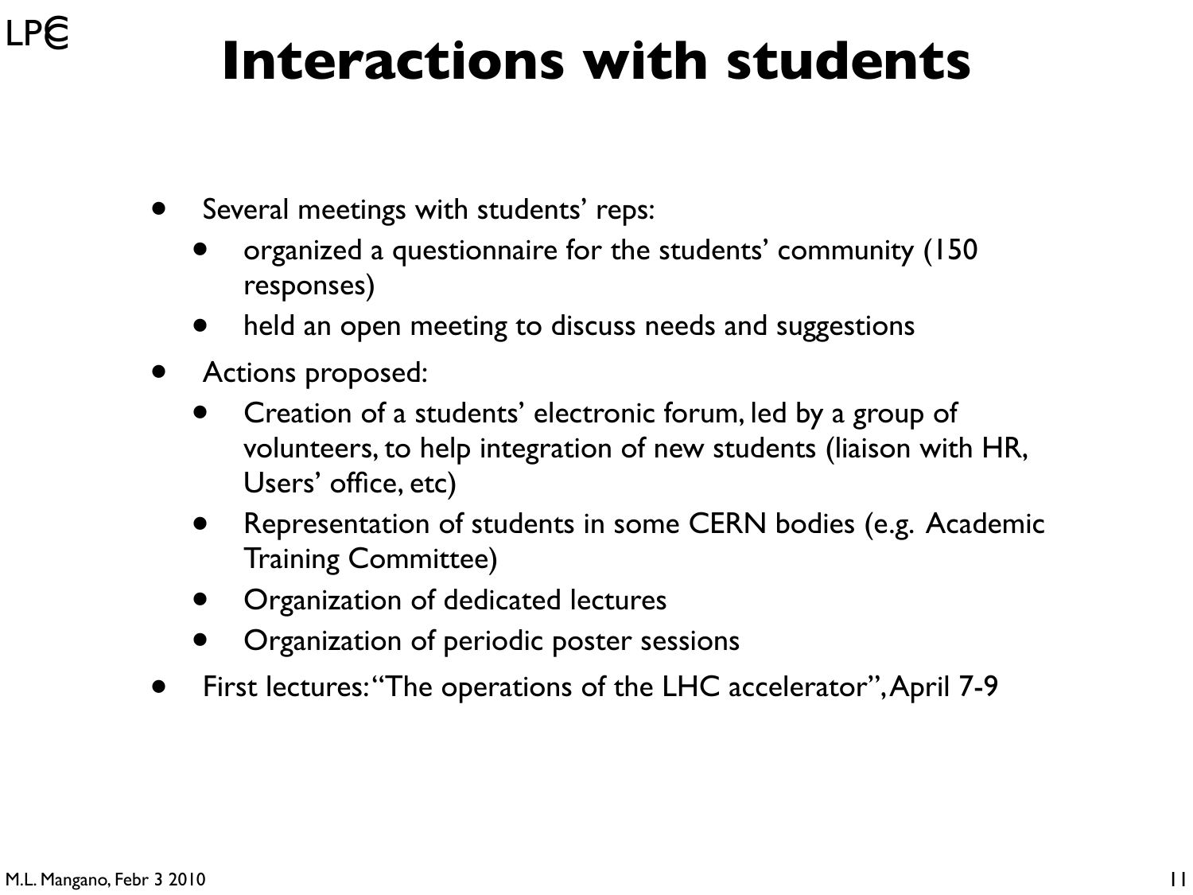# Interactions with students

- Several meetings with students' reps:
  - organized a questionnaire for the students' community (150 responses)
  - held an open meeting to discuss needs and suggestions
- Actions proposed:
  - Creation of a students' electronic forum, led by a group of volunteers, to help integration of new students (liaison with HR, Users' office, etc)
  - Representation of students in some CERN bodies (e.g. Academic Training Committee)
  - Organization of dedicated lectures
  - Organization of periodic poster sessions
- First lectures: "The operations of the LHC accelerator", April 7-9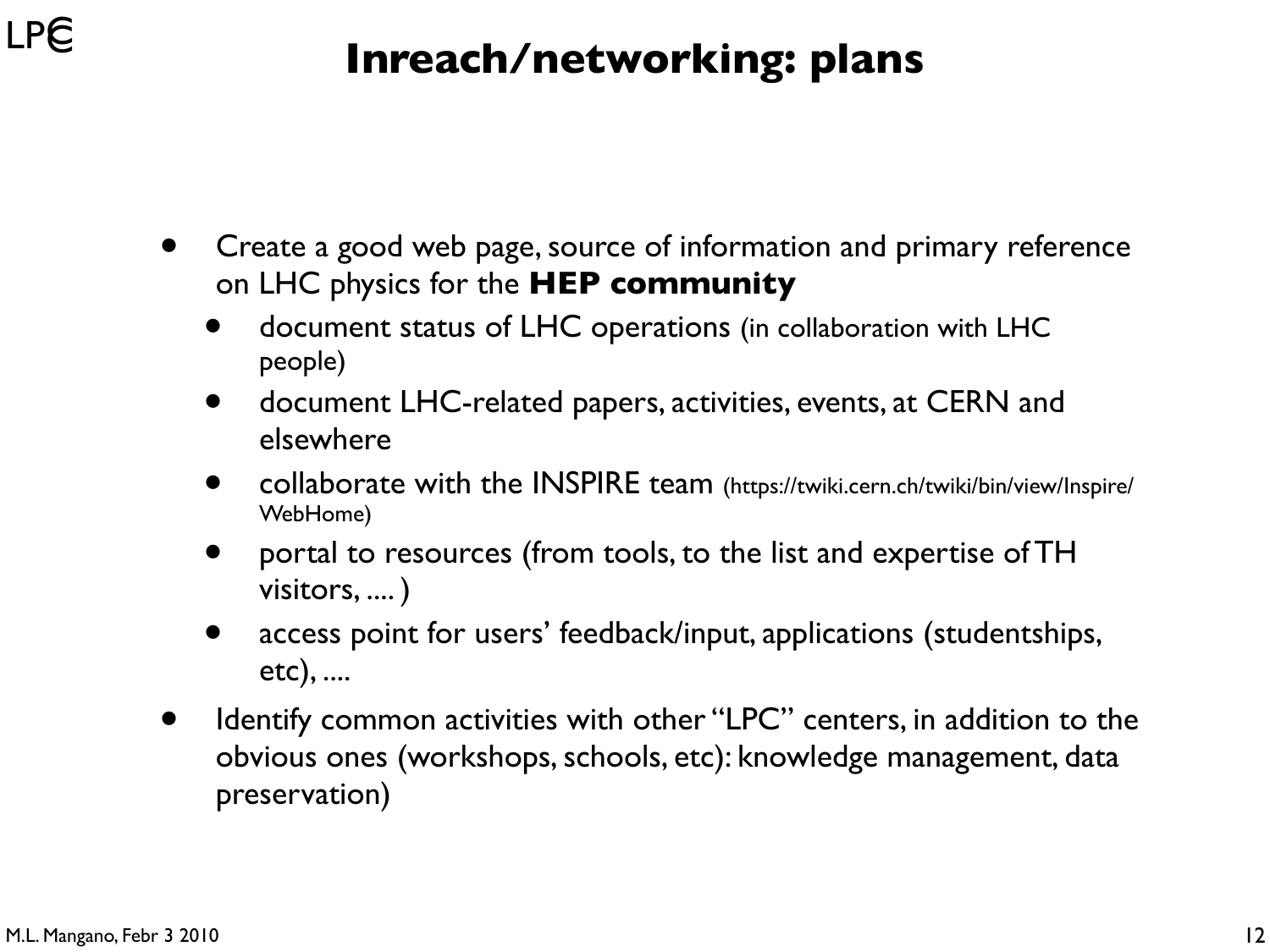# Inreach/networking: plans

- Create a good web page, source of information and primary reference on LHC physics for the **HEP community**
  - document status of LHC operations (in collaboration with LHC people)
  - document LHC-related papers, activities, events, at CERN and elsewhere
  - collaborate with the INSPIRE team (https://twiki.cern.ch/twiki/bin/view/Inspire/WebHome)
  - portal to resources (from tools, to the list and expertise of TH visitors, .... )
  - access point for users' feedback/input, applications (studentships, etc), ....
- Identify common activities with other "LPC" centers, in addition to the obvious ones (workshops, schools, etc): knowledge management, data preservation)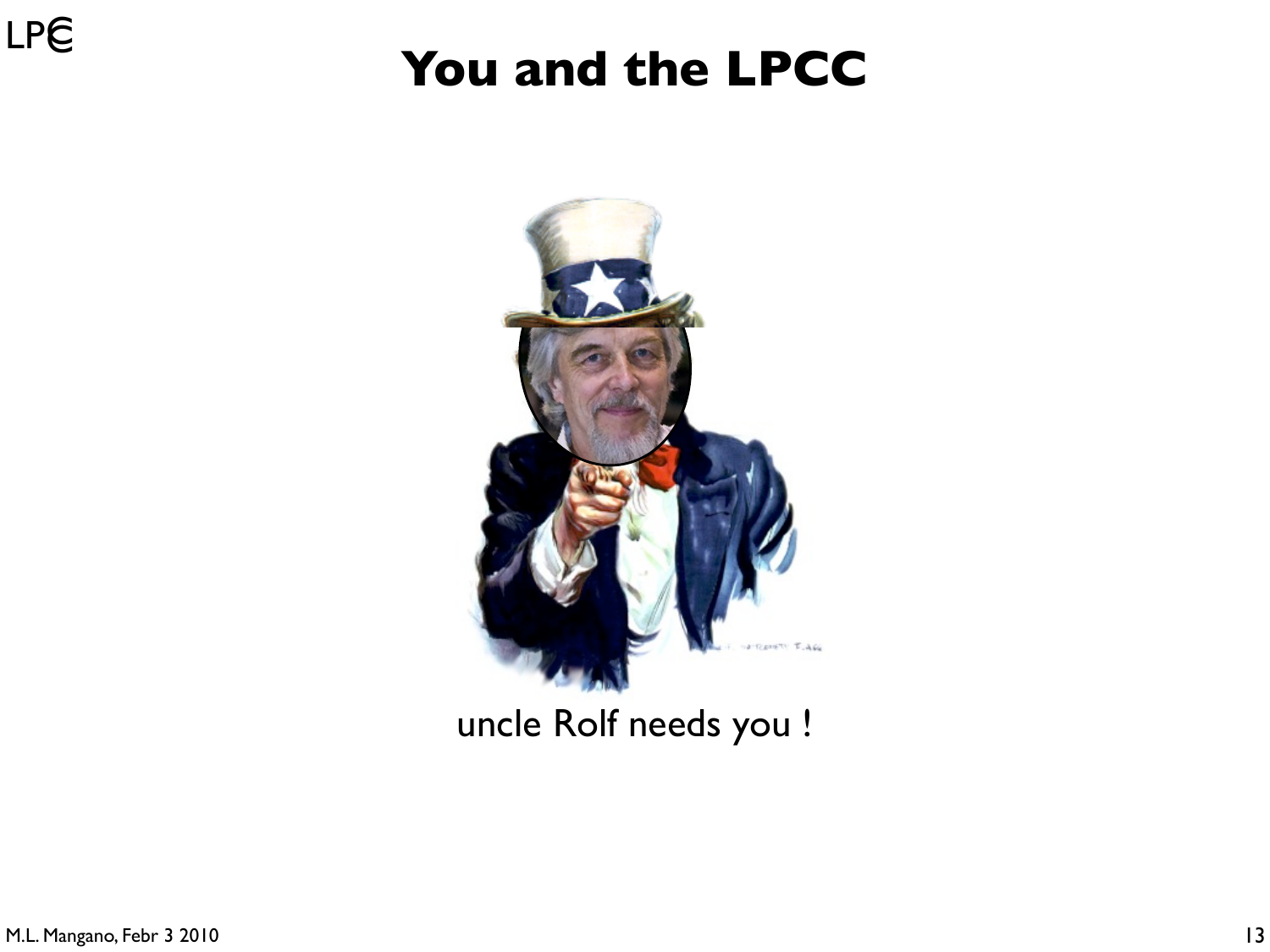# You and the LPCC

uncle Rolf needs you !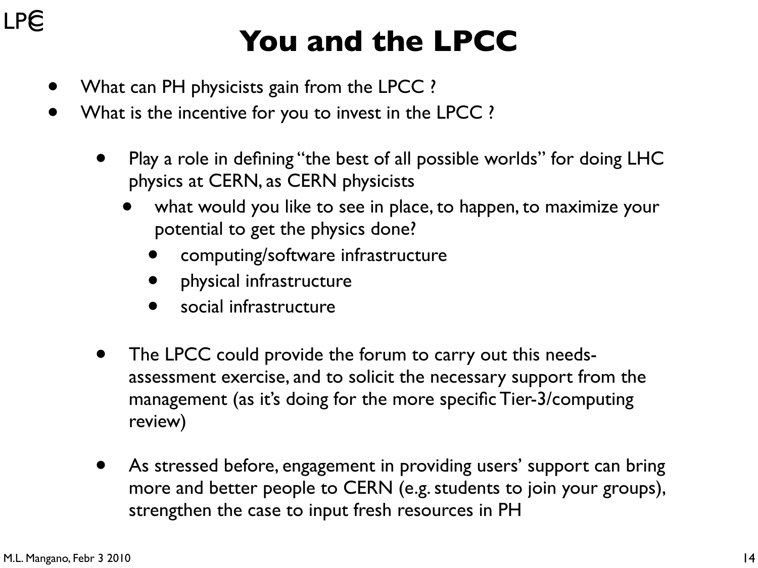# You and the LPCC

- What can PH physicists gain from the LPCC ?
- What is the incentive for you to invest in the LPCC ?
  - Play a role in defining "the best of all possible worlds" for doing LHC physics at CERN, as CERN physicists
    - what would you like to see in place, to happen, to maximize your potential to get the physics done?
      - computing/software infrastructure
      - physical infrastructure
      - social infrastructure
  - The LPCC could provide the forum to carry out this needs-assessment exercise, and to solicit the necessary support from the management (as it's doing for the more specific Tier-3/computing review)
  - As stressed before, engagement in providing users' support can bring more and better people to CERN (e.g. students to join your groups), strengthen the case to input fresh resources in PH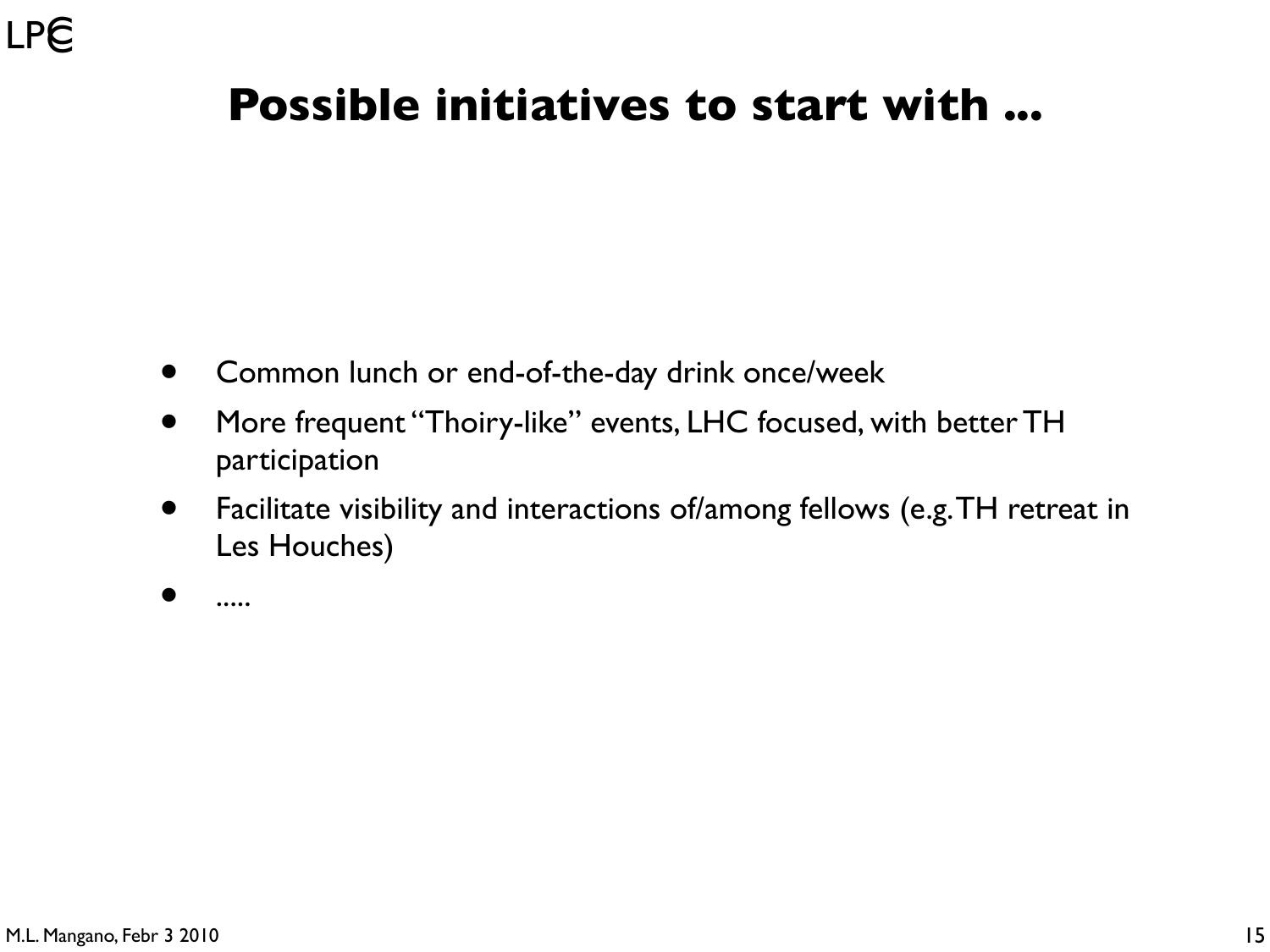# Possible initiatives to start with ...

- Common lunch or end-of-the-day drink once/week
- More frequent "Thoiry-like" events, LHC focused, with better TH participation
- Facilitate visibility and interactions of/among fellows (e.g. TH retreat in Les Houches)
- .....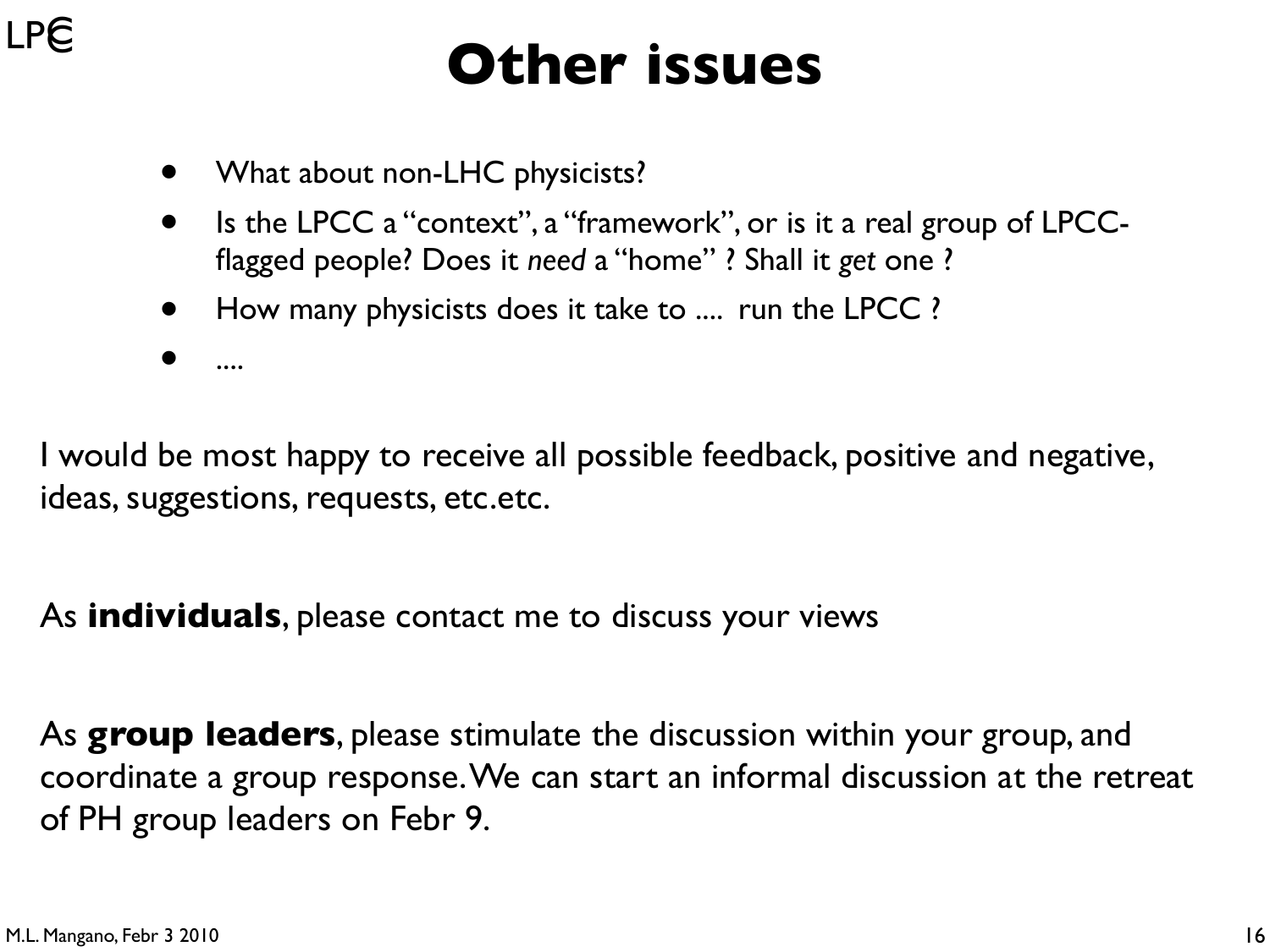# Other issues

- What about non-LHC physicists?
- Is the LPCC a "context", a "framework", or is it a real group of LPCC-flagged people? Does it *need* a "home" ? Shall it *get* one ?
- How many physicists does it take to .... run the LPCC ?
- ....

I would be most happy to receive all possible feedback, positive and negative, ideas, suggestions, requests, etc.etc.

As **individuals**, please contact me to discuss your views

As **group leaders**, please stimulate the discussion within your group, and coordinate a group response. We can start an informal discussion at the retreat of PH group leaders on Febr 9.